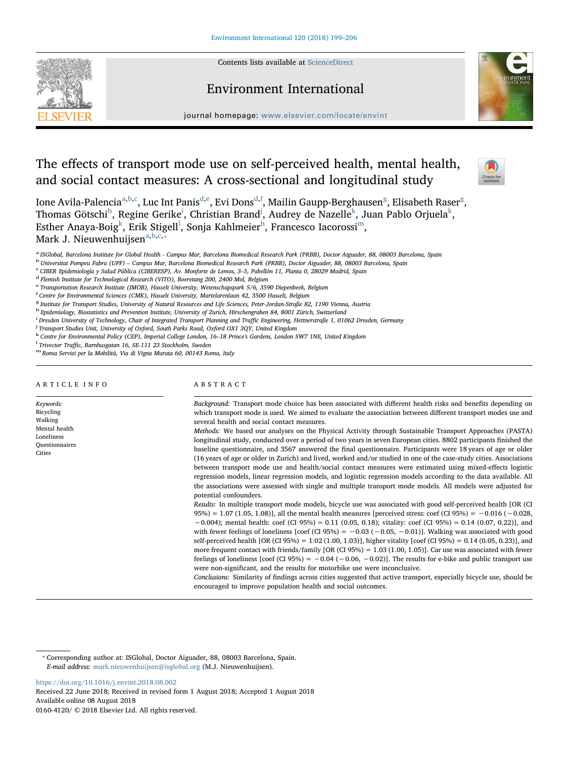# The effects of transport mode use on self-perceived health, mental health, and social contact measures: A cross-sectional and longitudinal study

Ione Avila-Palencia[a,b,c], Luc Int Panis[d,e], Evi Dons[d,f], Mailin Gaupp-Berghausen[g], Elisabeth Raser[g], Thomas Götschi[h], Regine Gerike[i], Christian Brand[j], Audrey de Nazelle[k], Juan Pablo Orjuela[k], Esther Anaya-Boig[k], Erik Stigell[l], Sonja Kahlmeier[h], Francesco Iacorossi[m], Mark J. Nieuwenhuijsen[a,b,c,*]

[a] ISGlobal, Barcelona Institute for Global Health - Campus Mar, Barcelona Biomedical Research Park (PRBB), Doctor Aiguader, 88, 08003 Barcelona, Spain
[b] Universitat Pompeu Fabra (UPF) – Campus Mar, Barcelona Biomedical Research Park (PRBB), Doctor Aiguader, 88, 08003 Barcelona, Spain
[c] CIBER Epidemiología y Salud Pública (CIBERESP), Av. Monforte de Lemos, 3–5, Pabellón 11, Planta 0, 28029 Madrid, Spain
[d] Flemish Institute for Technological Research (VITO), Boeretang 200, 2400 Mol, Belgium
[e] Transportation Research Institute (IMOB), Hasselt University, Wetenschapspark 5/6, 3590 Diepenbeek, Belgium
[f] Centre for Environmental Sciences (CMK), Hasselt University, Martelarenlaan 42, 3500 Hasselt, Belgium
[g] Institute for Transport Studies, University of Natural Resources and Life Sciences, Peter-Jordan-Straße 82, 1190 Vienna, Austria
[h] Epidemiology, Biostatistics and Prevention Institute, University of Zurich, Hirschengraben 84, 8001 Zürich, Switzerland
[i] Dresden University of Technology, Chair of Integrated Transport Planning and Traffic Engineering, Hettnerstraße 1, 01062 Dresden, Germany
[j] Transport Studies Unit, University of Oxford, South Parks Road, Oxford OX1 3QY, United Kingdom
[k] Centre for Environmental Policy (CEP), Imperial College London, 16–18 Prince's Gardens, London SW7 1NE, United Kingdom
[l] Trivector Traffic, Barnhusgatan 16, SE-111 23 Stockholm, Sweden
[m] Roma Servizi per la Mobilità, Via di Vigna Murata 60, 00143 Roma, Italy

## ARTICLE INFO

*Keywords:*
Bicycling
Walking
Mental health
Loneliness
Questionnaires
Cities

## ABSTRACT

*Background:* Transport mode choice has been associated with different health risks and benefits depending on which transport mode is used. We aimed to evaluate the association between different transport modes use and several health and social contact measures.

*Methods:* We based our analyses on the Physical Activity through Sustainable Transport Approaches (PASTA) longitudinal study, conducted over a period of two years in seven European cities. 8802 participants finished the baseline questionnaire, and 3567 answered the final questionnaire. Participants were 18 years of age or older (16 years of age or older in Zurich) and lived, worked and/or studied in one of the case-study cities. Associations between transport mode use and health/social contact measures were estimated using mixed-effects logistic regression models, linear regression models, and logistic regression models according to the data available. All the associations were assessed with single and multiple transport mode models. All models were adjusted for potential confounders.

*Results:* In multiple transport mode models, bicycle use was associated with good self-perceived health [OR (CI 95%) = 1.07 (1.05, 1.08)], all the mental health measures [perceived stress: coef (CI 95%) = −0.016 (−0.028, −0.004); mental health: coef (CI 95%) = 0.11 (0.05, 0.18); vitality: coef (CI 95%) = 0.14 (0.07, 0.22)], and with fewer feelings of loneliness [coef (CI 95%) = −0.03 (−0.05, −0.01)]. Walking was associated with good self-perceived health [OR (CI 95%) = 1.02 (1.00, 1.03)], higher vitality [coef (CI 95%) = 0.14 (0.05, 0.23)], and more frequent contact with friends/family [OR (CI 95%) = 1.03 (1.00, 1.05)]. Car use was associated with fewer feelings of loneliness [coef (CI 95%) = −0.04 (−0.06, −0.02)]. The results for e-bike and public transport use were non-significant, and the results for motorbike use were inconclusive.

*Conclusions:* Similarity of findings across cities suggested that active transport, especially bicycle use, should be encouraged to improve population health and social outcomes.

---

* Corresponding author at: ISGlobal, Doctor Aiguader, 88, 08003 Barcelona, Spain.
*E-mail address:* mark.nieuwenhuijsen@isglobal.org (M.J. Nieuwenhuijsen).

https://doi.org/10.1016/j.envint.2018.08.002
Received 22 June 2018; Received in revised form 1 August 2018; Accepted 1 August 2018
Available online 08 August 2018
0160-4120/ © 2018 Elsevier Ltd. All rights reserved.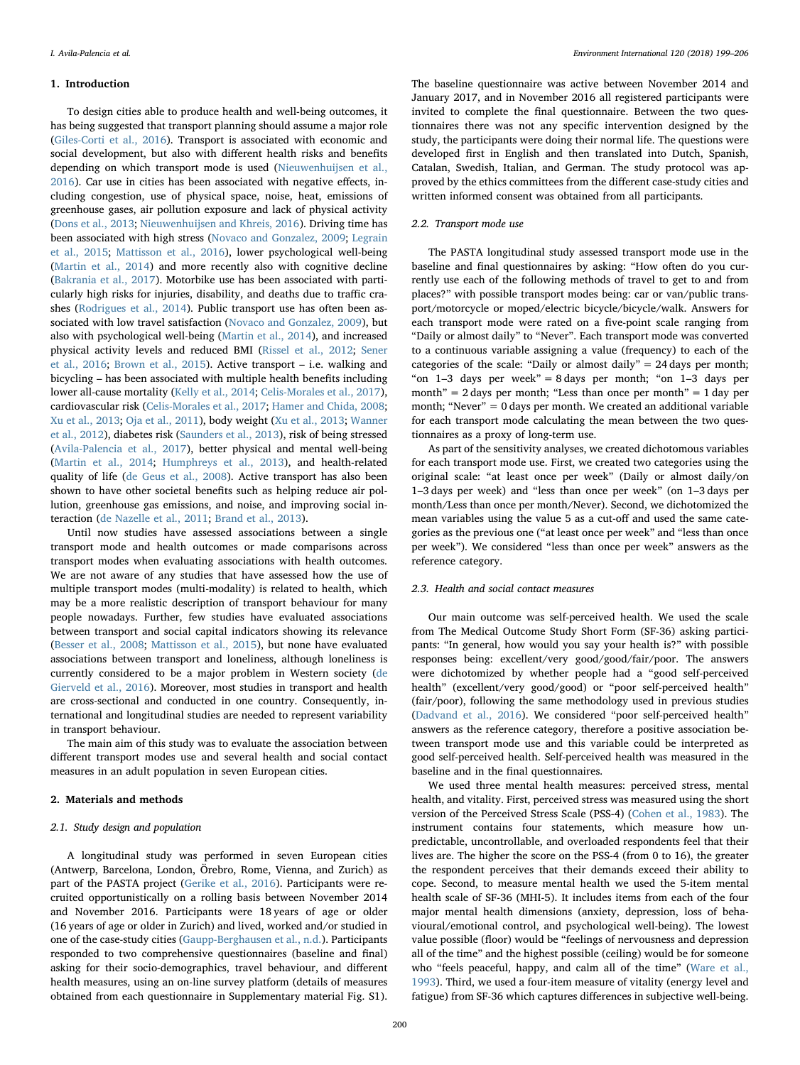## 1. Introduction

To design cities able to produce health and well-being outcomes, it has being suggested that transport planning should assume a major role (Giles-Corti et al., 2016). Transport is associated with economic and social development, but also with different health risks and benefits depending on which transport mode is used (Nieuwenhuijsen et al., 2016). Car use in cities has been associated with negative effects, including congestion, use of physical space, noise, heat, emissions of greenhouse gases, air pollution exposure and lack of physical activity (Dons et al., 2013; Nieuwenhuijsen and Khreis, 2016). Driving time has been associated with high stress (Novaco and Gonzalez, 2009; Legrain et al., 2015; Mattisson et al., 2016), lower psychological well-being (Martin et al., 2014) and more recently also with cognitive decline (Bakrania et al., 2017). Motorbike use has been associated with particularly high risks for injuries, disability, and deaths due to traffic crashes (Rodrigues et al., 2014). Public transport use has often been associated with low travel satisfaction (Novaco and Gonzalez, 2009), but also with psychological well-being (Martin et al., 2014), and increased physical activity levels and reduced BMI (Rissel et al., 2012; Sener et al., 2016; Brown et al., 2015). Active transport – i.e. walking and bicycling – has been associated with multiple health benefits including lower all-cause mortality (Kelly et al., 2014; Celis-Morales et al., 2017), cardiovascular risk (Celis-Morales et al., 2017; Hamer and Chida, 2008; Xu et al., 2013; Oja et al., 2011), body weight (Xu et al., 2013; Wanner et al., 2012), diabetes risk (Saunders et al., 2013), risk of being stressed (Avila-Palencia et al., 2017), better physical and mental well-being (Martin et al., 2014; Humphreys et al., 2013), and health-related quality of life (de Geus et al., 2008). Active transport has also been shown to have other societal benefits such as helping reduce air pollution, greenhouse gas emissions, and noise, and improving social interaction (de Nazelle et al., 2011; Brand et al., 2013).

Until now studies have assessed associations between a single transport mode and health outcomes or made comparisons across transport modes when evaluating associations with health outcomes. We are not aware of any studies that have assessed how the use of multiple transport modes (multi-modality) is related to health, which may be a more realistic description of transport behaviour for many people nowadays. Further, few studies have evaluated associations between transport and social capital indicators showing its relevance (Besser et al., 2008; Mattisson et al., 2015), but none have evaluated associations between transport and loneliness, although loneliness is currently considered to be a major problem in Western society (de Gierveld et al., 2016). Moreover, most studies in transport and health are cross-sectional and conducted in one country. Consequently, international and longitudinal studies are needed to represent variability in transport behaviour.

The main aim of this study was to evaluate the association between different transport modes use and several health and social contact measures in an adult population in seven European cities.

## 2. Materials and methods

### 2.1. Study design and population

A longitudinal study was performed in seven European cities (Antwerp, Barcelona, London, Örebro, Rome, Vienna, and Zurich) as part of the PASTA project (Gerike et al., 2016). Participants were recruited opportunistically on a rolling basis between November 2014 and November 2016. Participants were 18 years of age or older (16 years of age or older in Zurich) and lived, worked and/or studied in one of the case-study cities (Gaupp-Berghausen et al., n.d.). Participants responded to two comprehensive questionnaires (baseline and final) asking for their socio-demographics, travel behaviour, and different health measures, using an on-line survey platform (details of measures obtained from each questionnaire in Supplementary material Fig. S1). The baseline questionnaire was active between November 2014 and January 2017, and in November 2016 all registered participants were invited to complete the final questionnaire. Between the two questionnaires there was not any specific intervention designed by the study, the participants were doing their normal life. The questions were developed first in English and then translated into Dutch, Spanish, Catalan, Swedish, Italian, and German. The study protocol was approved by the ethics committees from the different case-study cities and written informed consent was obtained from all participants.

### 2.2. Transport mode use

The PASTA longitudinal study assessed transport mode use in the baseline and final questionnaires by asking: "How often do you currently use each of the following methods of travel to get to and from places?" with possible transport modes being: car or van/public transport/motorcycle or moped/electric bicycle/bicycle/walk. Answers for each transport mode were rated on a five-point scale ranging from "Daily or almost daily" to "Never". Each transport mode was converted to a continuous variable assigning a value (frequency) to each of the categories of the scale: "Daily or almost daily" = 24 days per month; "on 1–3 days per week" = 8 days per month; "on 1–3 days per month" = 2 days per month; "Less than once per month" = 1 day per month; "Never" = 0 days per month. We created an additional variable for each transport mode calculating the mean between the two questionnaires as a proxy of long-term use.

As part of the sensitivity analyses, we created dichotomous variables for each transport mode. First, we created two categories using the original scale: "at least once per week" (Daily or almost daily/on 1–3 days per week) and "less than once per week" (on 1–3 days per month/Less than once per month/Never). Second, we dichotomized the mean variables using the value 5 as a cut-off and used the same categories as the previous one ("at least once per week" and "less than once per week"). We considered "less than once per week" answers as the reference category.

### 2.3. Health and social contact measures

Our main outcome was self-perceived health. We used the scale from The Medical Outcome Study Short Form (SF-36) asking participants: "In general, how would you say your health is?" with possible responses being: excellent/very good/good/fair/poor. The answers were dichotomized by whether people had a "good self-perceived health" (excellent/very good/good) or "poor self-perceived health" (fair/poor), following the same methodology used in previous studies (Dadvand et al., 2016). We considered "poor self-perceived health" answers as the reference category, therefore a positive association between transport mode use and this variable could be interpreted as good self-perceived health. Self-perceived health was measured in the baseline and in the final questionnaires.

We used three mental health measures: perceived stress, mental health, and vitality. First, perceived stress was measured using the short version of the Perceived Stress Scale (PSS-4) (Cohen et al., 1983). The instrument contains four statements, which measure how unpredictable, uncontrollable, and overloaded respondents feel that their lives are. The higher the score on the PSS-4 (from 0 to 16), the greater the respondent perceives that their demands exceed their ability to cope. Second, to measure mental health we used the 5-item mental health scale of SF-36 (MHI-5). It includes items from each of the four major mental health dimensions (anxiety, depression, loss of behavioural/emotional control, and psychological well-being). The lowest value possible (floor) would be "feelings of nervousness and depression all of the time" and the highest possible (ceiling) would be for someone who "feels peaceful, happy, and calm all of the time" (Ware et al., 1993). Third, we used a four-item measure of vitality (energy level and fatigue) from SF-36 which captures differences in subjective well-being.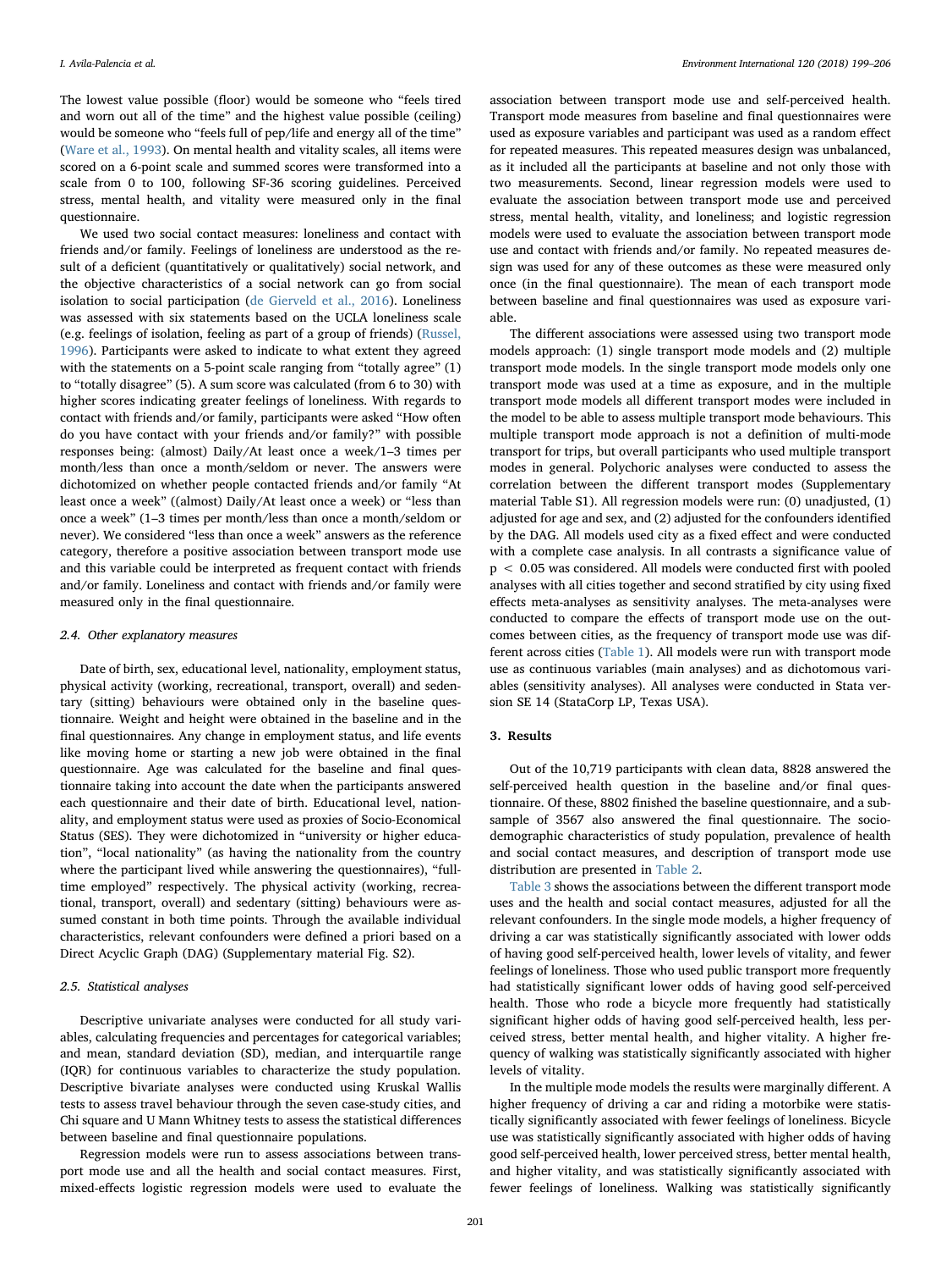The lowest value possible (floor) would be someone who "feels tired and worn out all of the time" and the highest value possible (ceiling) would be someone who "feels full of pep/life and energy all of the time" (Ware et al., 1993). On mental health and vitality scales, all items were scored on a 6-point scale and summed scores were transformed into a scale from 0 to 100, following SF-36 scoring guidelines. Perceived stress, mental health, and vitality were measured only in the final questionnaire.

We used two social contact measures: loneliness and contact with friends and/or family. Feelings of loneliness are understood as the result of a deficient (quantitatively or qualitatively) social network, and the objective characteristics of a social network can go from social isolation to social participation (de Gierveld et al., 2016). Loneliness was assessed with six statements based on the UCLA loneliness scale (e.g. feelings of isolation, feeling as part of a group of friends) (Russel, 1996). Participants were asked to indicate to what extent they agreed with the statements on a 5-point scale ranging from "totally agree" (1) to "totally disagree" (5). A sum score was calculated (from 6 to 30) with higher scores indicating greater feelings of loneliness. With regards to contact with friends and/or family, participants were asked "How often do you have contact with your friends and/or family?" with possible responses being: (almost) Daily/At least once a week/1–3 times per month/less than once a month/seldom or never. The answers were dichotomized on whether people contacted friends and/or family "At least once a week" ((almost) Daily/At least once a week) or "less than once a week" (1–3 times per month/less than once a month/seldom or never). We considered "less than once a week" answers as the reference category, therefore a positive association between transport mode use and this variable could be interpreted as frequent contact with friends and/or family. Loneliness and contact with friends and/or family were measured only in the final questionnaire.

### 2.4. Other explanatory measures

Date of birth, sex, educational level, nationality, employment status, physical activity (working, recreational, transport, overall) and sedentary (sitting) behaviours were obtained only in the baseline questionnaire. Weight and height were obtained in the baseline and in the final questionnaires. Any change in employment status, and life events like moving home or starting a new job were obtained in the final questionnaire. Age was calculated for the baseline and final questionnaire taking into account the date when the participants answered each questionnaire and their date of birth. Educational level, nationality, and employment status were used as proxies of Socio-Economical Status (SES). They were dichotomized in "university or higher education", "local nationality" (as having the nationality from the country where the participant lived while answering the questionnaires), "full-time employed" respectively. The physical activity (working, recreational, transport, overall) and sedentary (sitting) behaviours were assumed constant in both time points. Through the available individual characteristics, relevant confounders were defined a priori based on a Direct Acyclic Graph (DAG) (Supplementary material Fig. S2).

### 2.5. Statistical analyses

Descriptive univariate analyses were conducted for all study variables, calculating frequencies and percentages for categorical variables; and mean, standard deviation (SD), median, and interquartile range (IQR) for continuous variables to characterize the study population. Descriptive bivariate analyses were conducted using Kruskal Wallis tests to assess travel behaviour through the seven case-study cities, and Chi square and U Mann Whitney tests to assess the statistical differences between baseline and final questionnaire populations.

Regression models were run to assess associations between transport mode use and all the health and social contact measures. First, mixed-effects logistic regression models were used to evaluate the association between transport mode use and self-perceived health. Transport mode measures from baseline and final questionnaires were used as exposure variables and participant was used as a random effect for repeated measures. This repeated measures design was unbalanced, as it included all the participants at baseline and not only those with two measurements. Second, linear regression models were used to evaluate the association between transport mode use and perceived stress, mental health, vitality, and loneliness; and logistic regression models were used to evaluate the association between transport mode use and contact with friends and/or family. No repeated measures design was used for any of these outcomes as these were measured only once (in the final questionnaire). The mean of each transport mode between baseline and final questionnaires was used as exposure variable.

The different associations were assessed using two transport mode models approach: (1) single transport mode models and (2) multiple transport mode models. In the single transport mode models only one transport mode was used at a time as exposure, and in the multiple transport mode models all different transport modes were included in the model to be able to assess multiple transport mode behaviours. This multiple transport mode approach is not a definition of multi-mode transport for trips, but overall participants who used multiple transport modes in general. Polychoric analyses were conducted to assess the correlation between the different transport modes (Supplementary material Table S1). All regression models were run: (0) unadjusted, (1) adjusted for age and sex, and (2) adjusted for the confounders identified by the DAG. All models used city as a fixed effect and were conducted with a complete case analysis. In all contrasts a significance value of $p < 0.05$ was considered. All models were conducted first with pooled analyses with all cities together and second stratified by city using fixed effects meta-analyses as sensitivity analyses. The meta-analyses were conducted to compare the effects of transport mode use on the outcomes between cities, as the frequency of transport mode use was different across cities (Table 1). All models were run with transport mode use as continuous variables (main analyses) and as dichotomous variables (sensitivity analyses). All analyses were conducted in Stata version SE 14 (StataCorp LP, Texas USA).

## 3. Results

Out of the 10,719 participants with clean data, 8828 answered the self-perceived health question in the baseline and/or final questionnaire. Of these, 8802 finished the baseline questionnaire, and a subsample of 3567 also answered the final questionnaire. The socio-demographic characteristics of study population, prevalence of health and social contact measures, and description of transport mode use distribution are presented in Table 2.

Table 3 shows the associations between the different transport mode uses and the health and social contact measures, adjusted for all the relevant confounders. In the single mode models, a higher frequency of driving a car was statistically significantly associated with lower odds of having good self-perceived health, lower levels of vitality, and fewer feelings of loneliness. Those who used public transport more frequently had statistically significant lower odds of having good self-perceived health. Those who rode a bicycle more frequently had statistically significant higher odds of having good self-perceived health, less perceived stress, better mental health, and higher vitality. A higher frequency of walking was statistically significantly associated with higher levels of vitality.

In the multiple mode models the results were marginally different. A higher frequency of driving a car and riding a motorbike were statistically significantly associated with fewer feelings of loneliness. Bicycle use was statistically significantly associated with higher odds of having good self-perceived health, lower perceived stress, better mental health, and higher vitality, and was statistically significantly associated with fewer feelings of loneliness. Walking was statistically significantly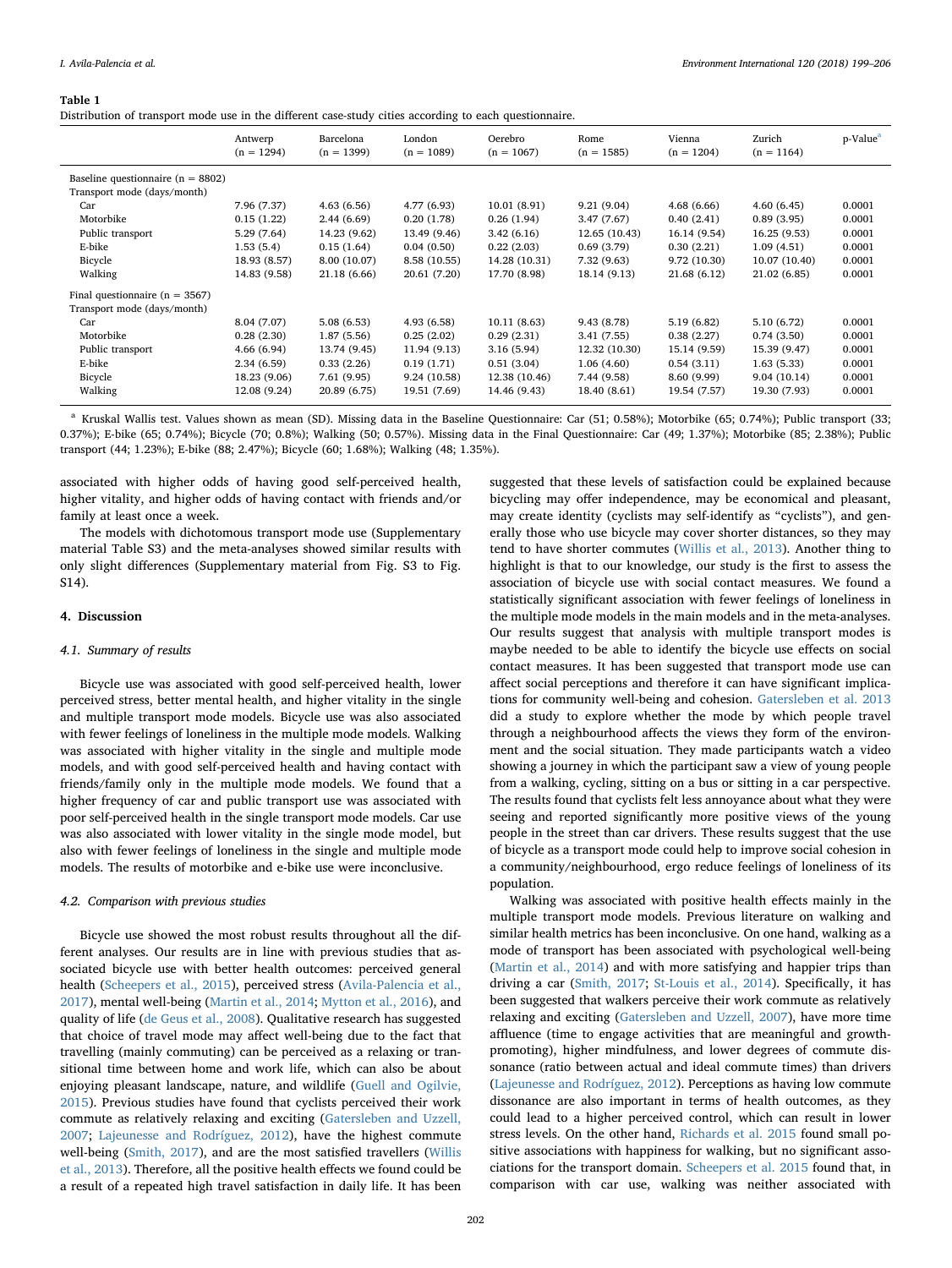**Table 1**
Distribution of transport mode use in the different case-study cities according to each questionnaire.

| | Antwerp (n = 1294) | Barcelona (n = 1399) | London (n = 1089) | Oerebro (n = 1067) | Rome (n = 1585) | Vienna (n = 1204) | Zurich (n = 1164) | p-Value[a] |
|---|---|---|---|---|---|---|---|---|
| Baseline questionnaire (n = 8802) | | | | | | | | |
| Transport mode (days/month) | | | | | | | | |
| Car | 7.96 (7.37) | 4.63 (6.56) | 4.77 (6.93) | 10.01 (8.91) | 9.21 (9.04) | 4.68 (6.66) | 4.60 (6.45) | 0.0001 |
| Motorbike | 0.15 (1.22) | 2.44 (6.69) | 0.20 (1.78) | 0.26 (1.94) | 3.47 (7.67) | 0.40 (2.41) | 0.89 (3.95) | 0.0001 |
| Public transport | 5.29 (7.64) | 14.23 (9.62) | 13.49 (9.46) | 3.42 (6.16) | 12.65 (10.43) | 16.14 (9.54) | 16.25 (9.53) | 0.0001 |
| E-bike | 1.53 (5.4) | 0.15 (1.64) | 0.04 (0.50) | 0.22 (2.03) | 0.69 (3.79) | 0.30 (2.21) | 1.09 (4.51) | 0.0001 |
| Bicycle | 18.93 (8.57) | 8.00 (10.07) | 8.58 (10.55) | 14.28 (10.31) | 7.32 (9.63) | 9.72 (10.30) | 10.07 (10.40) | 0.0001 |
| Walking | 14.83 (9.58) | 21.18 (6.66) | 20.61 (7.20) | 17.70 (8.98) | 18.14 (9.13) | 21.68 (6.12) | 21.02 (6.85) | 0.0001 |
| Final questionnaire (n = 3567) | | | | | | | | |
| Transport mode (days/month) | | | | | | | | |
| Car | 8.04 (7.07) | 5.08 (6.53) | 4.93 (6.58) | 10.11 (8.63) | 9.43 (8.78) | 5.19 (6.82) | 5.10 (6.72) | 0.0001 |
| Motorbike | 0.28 (2.30) | 1.87 (5.56) | 0.25 (2.02) | 0.29 (2.31) | 3.41 (7.55) | 0.38 (2.27) | 0.74 (3.50) | 0.0001 |
| Public transport | 4.66 (6.94) | 13.74 (9.45) | 11.94 (9.13) | 3.16 (5.94) | 12.32 (10.30) | 15.14 (9.59) | 15.39 (9.47) | 0.0001 |
| E-bike | 2.34 (6.59) | 0.33 (2.26) | 0.19 (1.71) | 0.51 (3.04) | 1.06 (4.60) | 0.54 (3.11) | 1.63 (5.33) | 0.0001 |
| Bicycle | 18.23 (9.06) | 7.61 (9.95) | 9.24 (10.58) | 12.38 (10.46) | 7.44 (9.58) | 8.60 (9.99) | 9.04 (10.14) | 0.0001 |
| Walking | 12.08 (9.24) | 20.89 (6.75) | 19.51 (7.69) | 14.46 (9.43) | 18.40 (8.61) | 19.54 (7.57) | 19.30 (7.93) | 0.0001 |

[a] Kruskal Wallis test. Values shown as mean (SD). Missing data in the Baseline Questionnaire: Car (51; 0.58%); Motorbike (65; 0.74%); Public transport (33; 0.37%); E-bike (65; 0.74%); Bicycle (70; 0.8%); Walking (50; 0.57%). Missing data in the Final Questionnaire: Car (49; 1.37%); Motorbike (85; 2.38%); Public transport (44; 1.23%); E-bike (88; 2.47%); Bicycle (60; 1.68%); Walking (48; 1.35%).

associated with higher odds of having good self-perceived health, higher vitality, and higher odds of having contact with friends and/or family at least once a week.

The models with dichotomous transport mode use (Supplementary material Table S3) and the meta-analyses showed similar results with only slight differences (Supplementary material from Fig. S3 to Fig. S14).

## 4. Discussion

### 4.1. Summary of results

Bicycle use was associated with good self-perceived health, lower perceived stress, better mental health, and higher vitality in the single and multiple transport mode models. Bicycle use was also associated with fewer feelings of loneliness in the multiple mode models. Walking was associated with higher vitality in the single and multiple mode models, and with good self-perceived health and having contact with friends/family only in the multiple mode models. We found that a higher frequency of car and public transport use was associated with poor self-perceived health in the single transport mode models. Car use was also associated with lower vitality in the single mode model, but also with fewer feelings of loneliness in the single and multiple mode models. The results of motorbike and e-bike use were inconclusive.

### 4.2. Comparison with previous studies

Bicycle use showed the most robust results throughout all the different analyses. Our results are in line with previous studies that associated bicycle use with better health outcomes: perceived general health (Scheepers et al., 2015), perceived stress (Avila-Palencia et al., 2017), mental well-being (Martin et al., 2014; Mytton et al., 2016), and quality of life (de Geus et al., 2008). Qualitative research has suggested that choice of travel mode may affect well-being due to the fact that travelling (mainly commuting) can be perceived as a relaxing or transitional time between home and work life, which can also be about enjoying pleasant landscape, nature, and wildlife (Guell and Ogilvie, 2015). Previous studies have found that cyclists perceived their work commute as relatively relaxing and exciting (Gatersleben and Uzzell, 2007; Lajeunesse and Rodríguez, 2012), have the highest commute well-being (Smith, 2017), and are the most satisfied travellers (Willis et al., 2013). Therefore, all the positive health effects we found could be a result of a repeated high travel satisfaction in daily life. It has been suggested that these levels of satisfaction could be explained because bicycling may offer independence, may be economical and pleasant, may create identity (cyclists may self-identify as "cyclists"), and generally those who use bicycle may cover shorter distances, so they may tend to have shorter commutes (Willis et al., 2013). Another thing to highlight is that to our knowledge, our study is the first to assess the association of bicycle use with social contact measures. We found a statistically significant association with fewer feelings of loneliness in the multiple mode models in the main models and in the meta-analyses. Our results suggest that analysis with multiple transport modes is maybe needed to be able to identify the bicycle use effects on social contact measures. It has been suggested that transport mode use can affect social perceptions and therefore it can have significant implications for community well-being and cohesion. Gatersleben et al. 2013 did a study to explore whether the mode by which people travel through a neighbourhood affects the views they form of the environment and the social situation. They made participants watch a video showing a journey in which the participant saw a view of young people from a walking, cycling, sitting on a bus or sitting in a car perspective. The results found that cyclists felt less annoyance about what they were seeing and reported significantly more positive views of the young people in the street than car drivers. These results suggest that the use of bicycle as a transport mode could help to improve social cohesion in a community/neighbourhood, ergo reduce feelings of loneliness of its population.

Walking was associated with positive health effects mainly in the multiple transport mode models. Previous literature on walking and similar health metrics has been inconclusive. On one hand, walking as a mode of transport has been associated with psychological well-being (Martin et al., 2014) and with more satisfying and happier trips than driving a car (Smith, 2017; St-Louis et al., 2014). Specifically, it has been suggested that walkers perceive their work commute as relatively relaxing and exciting (Gatersleben and Uzzell, 2007), have more time affluence (time to engage activities that are meaningful and growth-promoting), higher mindfulness, and lower degrees of commute dissonance (ratio between actual and ideal commute times) than drivers (Lajeunesse and Rodríguez, 2012). Perceptions as having low commute dissonance are also important in terms of health outcomes, as they could lead to a higher perceived control, which can result in lower stress levels. On the other hand, Richards et al. 2015 found small positive associations with happiness for walking, but no significant associations for the transport domain. Scheepers et al. 2015 found that, in comparison with car use, walking was neither associated with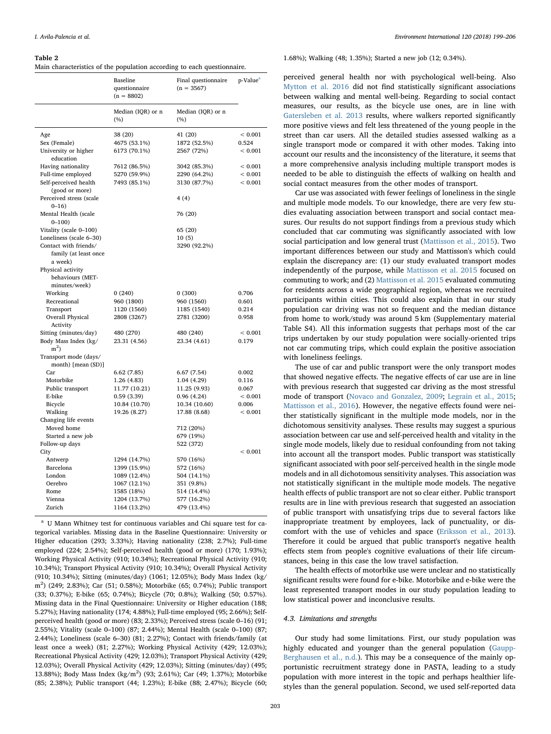**Table 2**
Main characteristics of the population according to each questionnaire.

| | Baseline questionnaire (n = 8802) | Final questionnaire (n = 3567) | p-Value[a] |
|---|---|---|---|
| | Median (IQR) or n (%) | Median (IQR) or n (%) | |
| Age | 38 (20) | 41 (20) | < 0.001 |
| Sex (Female) | 4675 (53.1%) | 1872 (52.5%) | 0.524 |
| University or higher education | 6173 (70.1%) | 2567 (72%) | < 0.001 |
| Having nationality | 7612 (86.5%) | 3042 (85.3%) | < 0.001 |
| Full-time employed | 5270 (59.9%) | 2290 (64.2%) | < 0.001 |
| Self-perceived health (good or more) | 7493 (85.1%) | 3130 (87.7%) | < 0.001 |
| Perceived stress (scale 0–16) | | 4 (4) | |
| Mental Health (scale 0–100) | | 76 (20) | |
| Vitality (scale 0–100) | | 65 (20) | |
| Loneliness (scale 6–30) | | 10 (5) | |
| Contact with friends/family (at least once a week) | | 3290 (92.2%) | |
| Physical activity behaviours (MET-minutes/week) | | | |
| Working | 0 (240) | 0 (300) | 0.706 |
| Recreational | 960 (1800) | 960 (1560) | 0.601 |
| Transport | 1120 (1560) | 1185 (1540) | 0.214 |
| Overall Physical Activity | 2808 (3267) | 2781 (3200) | 0.958 |
| Sitting (minutes/day) | 480 (270) | 480 (240) | < 0.001 |
| Body Mass Index (kg/m$^2$) | 23.31 (4.56) | 23.34 (4.61) | 0.179 |
| Transport mode (days/month) [mean (SD)] | | | |
| Car | 6.62 (7.85) | 6.67 (7.54) | 0.002 |
| Motorbike | 1.26 (4.83) | 1.04 (4.29) | 0.116 |
| Public transport | 11.77 (10.21) | 11.25 (9.93) | 0.067 |
| E-bike | 0.59 (3.39) | 0.96 (4.24) | < 0.001 |
| Bicycle | 10.84 (10.70) | 10.34 (10.60) | 0.006 |
| Walking | 19.26 (8.27) | 17.88 (8.68) | < 0.001 |
| Changing life events | | | |
| Moved home | | 712 (20%) | |
| Started a new job | | 679 (19%) | |
| Follow-up days | | 522 (372) | |
| City | | | < 0.001 |
| Antwerp | 1294 (14.7%) | 570 (16%) | |
| Barcelona | 1399 (15.9%) | 572 (16%) | |
| London | 1089 (12.4%) | 504 (14.1%) | |
| Oerebro | 1067 (12.1%) | 351 (9.8%) | |
| Rome | 1585 (18%) | 514 (14.4%) | |
| Vienna | 1204 (13.7%) | 577 (16.2%) | |
| Zurich | 1164 (13.2%) | 479 (13.4%) | |

[a] U Mann Whitney test for continuous variables and Chi square test for categorical variables. Missing data in the Baseline Questionnaire: University or Higher education (293; 3.33%); Having nationality (238; 2.7%); Full-time employed (224; 2.54%); Self-perceived health (good or more) (170; 1.93%); Working Physical Activity (910; 10.34%); Recreational Physical Activity (910; 10.34%); Transport Physical Activity (910; 10.34%); Overall Physical Activity (910; 10.34%); Sitting (minutes/day) (1061; 12.05%); Body Mass Index (kg/m$^2$) (249; 2.83%); Car (51; 0.58%); Motorbike (65; 0.74%); Public transport (33; 0.37%); E-bike (65; 0.74%); Bicycle (70; 0.8%); Walking (50; 0.57%). Missing data in the Final Questionnaire: University or Higher education (188; 5.27%); Having nationality (174; 4.88%); Full-time employed (95; 2.66%); Self-perceived health (good or more) (83; 2.33%); Perceived stress (scale 0–16) (91; 2.55%); Vitality (scale 0–100) (87; 2.44%); Mental Health (scale 0–100) (87; 2.44%); Loneliness (scale 6–30) (81; 2.27%); Contact with friends/family (at least once a week) (81; 2.27%); Working Physical Activity (429; 12.03%); Recreational Physical Activity (429; 12.03%); Transport Physical Activity (429; 12.03%); Overall Physical Activity (429; 12.03%); Sitting (minutes/day) (495; 13.88%); Body Mass Index (kg/m$^2$) (93; 2.61%); Car (49; 1.37%); Motorbike (85; 2.38%); Public transport (44; 1.23%); E-bike (88; 2.47%); Bicycle (60; 1.68%); Walking (48; 1.35%); Started a new job (12; 0.34%).

perceived general health nor with psychological well-being. Also Mytton et al. 2016 did not find statistically significant associations between walking and mental well-being. Regarding to social contact measures, our results, as the bicycle use ones, are in line with Gatersleben et al. 2013 results, where walkers reported significantly more positive views and felt less threatened of the young people in the street than car users. All the detailed studies assessed walking as a single transport mode or compared it with other modes. Taking into account our results and the inconsistency of the literature, it seems that a more comprehensive analysis including multiple transport modes is needed to be able to distinguish the effects of walking on health and social contact measures from the other modes of transport.

Car use was associated with fewer feelings of loneliness in the single and multiple mode models. To our knowledge, there are very few studies evaluating association between transport and social contact measures. Our results do not support findings from a previous study which concluded that car commuting was significantly associated with low social participation and low general trust (Mattisson et al., 2015). Two important differences between our study and Mattisson's which could explain the discrepancy are: (1) our study evaluated transport modes independently of the purpose, while Mattisson et al. 2015 focused on commuting to work; and (2) Mattisson et al. 2015 evaluated commuting for residents across a wide geographical region, whereas we recruited participants within cities. This could also explain that in our study population car driving was not so frequent and the median distance from home to work/study was around 5 km (Supplementary material Table S4). All this information suggests that perhaps most of the car trips undertaken by our study population were socially-oriented trips not car commuting trips, which could explain the positive association with loneliness feelings.

The use of car and public transport were the only transport modes that showed negative effects. The negative effects of car use are in line with previous research that suggested car driving as the most stressful mode of transport (Novaco and Gonzalez, 2009; Legrain et al., 2015; Mattisson et al., 2016). However, the negative effects found were neither statistically significant in the multiple mode models, nor in the dichotomous sensitivity analyses. These results may suggest a spurious association between car use and self-perceived health and vitality in the single mode models, likely due to residual confounding from not taking into account all the transport modes. Public transport was statistically significant associated with poor self-perceived health in the single mode models and in all dichotomous sensitivity analyses. This association was not statistically significant in the multiple mode models. The negative health effects of public transport are not so clear either. Public transport results are in line with previous research that suggested an association of public transport with unsatisfying trips due to several factors like inappropriate treatment by employees, lack of punctuality, or discomfort with the use of vehicles and space (Eriksson et al., 2013). Therefore it could be argued that public transport's negative health effects stem from people's cognitive evaluations of their life circumstances, being in this case the low travel satisfaction.

The health effects of motorbike use were unclear and no statistically significant results were found for e-bike. Motorbike and e-bike were the least represented transport modes in our study population leading to low statistical power and inconclusive results.

### 4.3. Limitations and strengths

Our study had some limitations. First, our study population was highly educated and younger than the general population (Gaupp-Berghausen et al., n.d.). This may be a consequence of the mainly opportunistic recruitment strategy done in PASTA, leading to a study population with more interest in the topic and perhaps healthier lifestyles than the general population. Second, we used self-reported data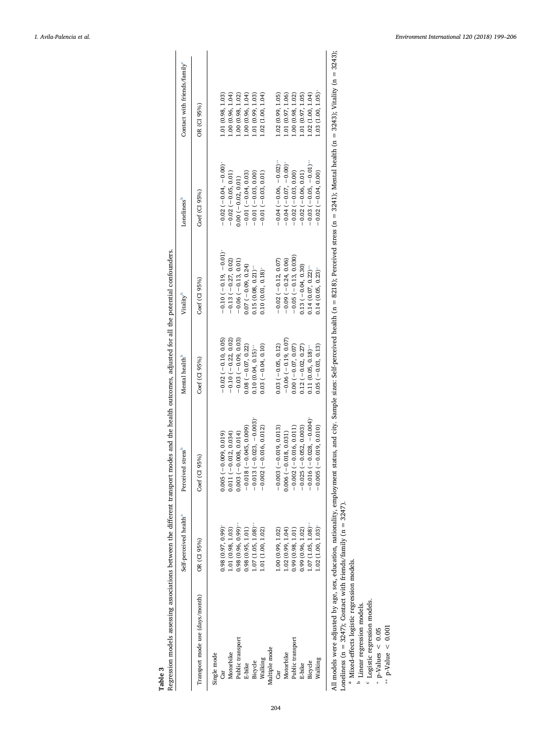**Table 3**

Regression models assessing associations between the different transport modes and the health outcomes, adjusted for all the potential confounders.

| Transport mode use (days/month) | Self-perceived health[a] | Perceived stress[b] | Mental health[b] | Vitality[b] | Loneliness[b] | Contact with friends/family[c] |
|---|---|---|---|---|---|---|
| | OR (CI 95%) | Coef (CI 95%) | Coef (CI 95%) | Coef (CI 95%) | Coef (CI 95%) | OR (CI 95%) |
| Single mode | | | | | | |
| Car | 0.98 (0.97, 0.99)* | 0.005 (−0.009, 0.019) | −0.02 (−0.10, 0.05) | −0.10 (−0.19, −0.01)* | −0.02 (−0.04, −0.00)* | 1.01 (0.98, 1.03) |
| Motorbike | 1.01 (0.98, 1.03) | 0.011 (−0.012, 0.034) | −0.10 (−0.22, 0.02) | −0.13 (−0.27, 0.02) | −0.02 (−0.05, 0.01) | 1.00 (0.96, 1.04) |
| Public transport | 0.98 (0.96, 0.99)** | 0.003 (−0.008, 0.014) | −0.03 (−0.09, 0.03) | −0.06 (−0.13, 0.01) | 0.00 (−0.02, 0.01) | 1.00 (0.98, 1.02) |
| E-bike | 0.98 (0.95, 1.01) | −0.018 (−0.045, 0.009) | 0.08 (−0.07, 0.22) | 0.07 (−0.09, 0.24) | −0.01 (−0.04, 0.03) | 1.00 (0.96, 1.04) |
| Bicycle | 1.07 (1.05, 1.08)** | −0.013 (−0.023, −0.003)* | 0.10 (0.04, 0.15)** | 0.15 (0.08, 0.21)** | −0.01 (−0.03, 0.00) | 1.01 (0.99, 1.03) |
| Walking | 1.01 (1.00, 1.02) | −0.002 (−0.016, 0.012) | 0.03 (−0.04, 0.10) | 0.10 (0.01, 0.18)* | −0.01 (−0.03, 0.01) | 1.02 (1.00, 1.04) |
| Multiple mode | | | | | | |
| Car | 1.00 (0.99, 1.02) | −0.003 (−0.019, 0.013) | 0.03 (−0.05, 0.12) | −0.02 (−0.12, 0.07) | −0.04 (−0.06, −0.02)** | 1.02 (0.99, 1.05) |
| Motorbike | 1.02 (0.99, 1.04) | 0.006 (−0.018, 0.031) | −0.06 (−0.19, 0.07) | −0.09 (−0.24, 0.06) | −0.04 (−0.07, −0.00)* | 1.01 (0.97, 1.06) |
| Public transport | 0.99 (0.98, 1.01) | −0.002 (−0.016, 0.011) | 0.00 (−0.07, 0.07) | −0.05 (−0.13, 0.030) | −0.02 (−0.03, 0.00) | 1.00 (0.98, 1.02) |
| E-bike | 0.99 (0.96, 1.02) | −0.025 (−0.052, 0.003) | 0.12 (−0.02, 0.27) | 0.13 (−0.04, 0.30) | −0.02 (−0.06, 0.01) | 1.01 (0.97, 1.05) |
| Bicycle | 1.07 (1.05, 1.08)** | −0.016 (−0.028, −0.004)* | 0.11 (0.05, 0.18)** | 0.14 (0.07, 0.22)** | −0.03 (−0.05, −0.01)** | 1.02 (1.00, 1.04) |
| Walking | 1.02 (1.00, 1.03)* | −0.005 (−0.019, 0.010) | 0.05 (−0.03, 0.13) | 0.14 (0.05, 0.23)* | −0.02 (−0.04, 0.00) | 1.03 (1.00, 1.05)* |

All models were adjusted by age, sex, education, nationality, employment status, and city. Sample sizes: Self-perceived health (n = 8218); Perceived stress (n = 3241); Mental health (n = 3243); Vitality (n = 3243); Loneliness (n = 3247); Contact with friends/family (n = 3247).

[a] Mixed-effects logistic regression models.

[b] Linear regression models.

[c] Logistic regression models.

\* p-Values < 0.05

\*\* p-Value < 0.001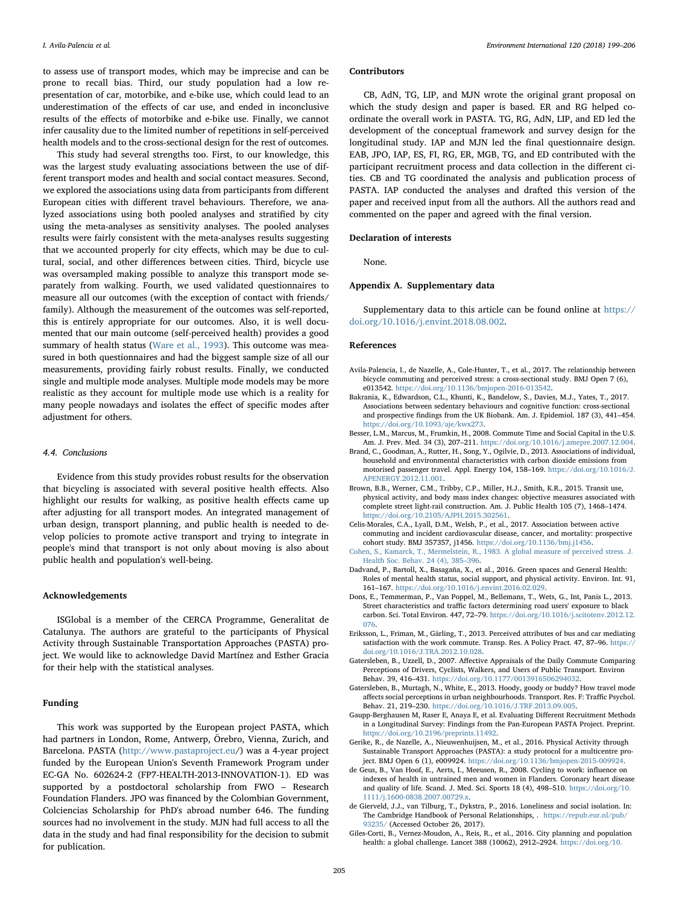to assess use of transport modes, which may be imprecise and can be prone to recall bias. Third, our study population had a low representation of car, motorbike, and e-bike use, which could lead to an underestimation of the effects of car use, and ended in inconclusive results of the effects of motorbike and e-bike use. Finally, we cannot infer causality due to the limited number of repetitions in self-perceived health models and to the cross-sectional design for the rest of outcomes.

This study had several strengths too. First, to our knowledge, this was the largest study evaluating associations between the use of different transport modes and health and social contact measures. Second, we explored the associations using data from participants from different European cities with different travel behaviours. Therefore, we analyzed associations using both pooled analyses and stratified by city using the meta-analyses as sensitivity analyses. The pooled analyses results were fairly consistent with the meta-analyses results suggesting that we accounted properly for city effects, which may be due to cultural, social, and other differences between cities. Third, bicycle use was oversampled making possible to analyze this transport mode separately from walking. Fourth, we used validated questionnaires to measure all our outcomes (with the exception of contact with friends/family). Although the measurement of the outcomes was self-reported, this is entirely appropriate for our outcomes. Also, it is well documented that our main outcome (self-perceived health) provides a good summary of health status (Ware et al., 1993). This outcome was measured in both questionnaires and had the biggest sample size of all our measurements, providing fairly robust results. Finally, we conducted single and multiple mode analyses. Multiple mode models may be more realistic as they account for multiple mode use which is a reality for many people nowadays and isolates the effect of specific modes after adjustment for others.

### 4.4. Conclusions

Evidence from this study provides robust results for the observation that bicycling is associated with several positive health effects. Also highlight our results for walking, as positive health effects came up after adjusting for all transport modes. An integrated management of urban design, transport planning, and public health is needed to develop policies to promote active transport and trying to integrate in people's mind that transport is not only about moving is also about public health and population's well-being.

## Acknowledgements

ISGlobal is a member of the CERCA Programme, Generalitat de Catalunya. The authors are grateful to the participants of Physical Activity through Sustainable Transportation Approaches (PASTA) project. We would like to acknowledge David Martínez and Esther Gracia for their help with the statistical analyses.

## Funding

This work was supported by the European project PASTA, which had partners in London, Rome, Antwerp, Örebro, Vienna, Zurich, and Barcelona. PASTA (http://www.pastaproject.eu/) was a 4-year project funded by the European Union's Seventh Framework Program under EC-GA No. 602624-2 (FP7-HEALTH-2013-INNOVATION-1). ED was supported by a postdoctoral scholarship from FWO – Research Foundation Flanders. JPO was financed by the Colombian Government, Colciencias Scholarship for PhD's abroad number 646. The funding sources had no involvement in the study. MJN had full access to all the data in the study and had final responsibility for the decision to submit for publication.

## Contributors

CB, AdN, TG, LIP, and MJN wrote the original grant proposal on which the study design and paper is based. ER and RG helped coordinate the overall work in PASTA. TG, RG, AdN, LIP, and ED led the development of the conceptual framework and survey design for the longitudinal study. IAP and MJN led the final questionnaire design. EAB, JPO, IAP, ES, FI, RG, ER, MGB, TG, and ED contributed with the participant recruitment process and data collection in the different cities. CB and TG coordinated the analysis and publication process of PASTA. IAP conducted the analyses and drafted this version of the paper and received input from all the authors. All the authors read and commented on the paper and agreed with the final version.

## Declaration of interests

None.

## Appendix A. Supplementary data

Supplementary data to this article can be found online at https://doi.org/10.1016/j.envint.2018.08.002.

## References

Avila-Palencia, I., de Nazelle, A., Cole-Hunter, T., et al., 2017. The relationship between bicycle commuting and perceived stress: a cross-sectional study. BMJ Open 7 (6), e013542. https://doi.org/10.1136/bmjopen-2016-013542.

Bakrania, K., Edwardson, C.L., Khunti, K., Bandelow, S., Davies, M.J., Yates, T., 2017. Associations between sedentary behaviours and cognitive function: cross-sectional and prospective findings from the UK Biobank. Am. J. Epidemiol. 187 (3), 441–454. https://doi.org/10.1093/aje/kwx273.

Besser, L.M., Marcus, M., Frumkin, H., 2008. Commute Time and Social Capital in the U.S. Am. J. Prev. Med. 34 (3), 207–211. https://doi.org/10.1016/j.amepre.2007.12.004.

Brand, C., Goodman, A., Rutter, H., Song, Y., Ogilvie, D., 2013. Associations of individual, household and environmental characteristics with carbon dioxide emissions from motorised passenger travel. Appl. Energy 104, 158–169. https://doi.org/10.1016/J.APENERGY.2012.11.001.

Brown, B.B., Werner, C.M., Tribby, C.P., Miller, H.J., Smith, K.R., 2015. Transit use, physical activity, and body mass index changes: objective measures associated with complete street light-rail construction. Am. J. Public Health 105 (7), 1468–1474. https://doi.org/10.2105/AJPH.2015.302561.

Celis-Morales, C.A., Lyall, D.M., Welsh, P., et al., 2017. Association between active commuting and incident cardiovascular disease, cancer, and mortality: prospective cohort study. BMJ 357357, j1456. https://doi.org/10.1136/bmj.j1456.

Cohen, S., Kamarck, T., Mermelstein, R., 1983. A global measure of perceived stress. J. Health Soc. Behav. 24 (4), 385–396.

Dadvand, P., Bartoll, X., Basagaña, X., et al., 2016. Green spaces and General Health: Roles of mental health status, social support, and physical activity. Environ. Int. 91, 161–167. https://doi.org/10.1016/j.envint.2016.02.029.

Dons, E., Temmerman, P., Van Poppel, M., Bellemans, T., Wets, G., Int, Panis L., 2013. Street characteristics and traffic factors determining road users' exposure to black carbon. Sci. Total Environ. 447, 72–79. https://doi.org/10.1016/j.scitotenv.2012.12.076.

Eriksson, L., Friman, M., Gärling, T., 2013. Perceived attributes of bus and car mediating satisfaction with the work commute. Transp. Res. A Policy Pract. 47, 87–96. https://doi.org/10.1016/J.TRA.2012.10.028.

Gatersleben, B., Uzzell, D., 2007. Affective Appraisals of the Daily Commute Comparing Perceptions of Drivers, Cyclists, Walkers, and Users of Public Transport. Environ Behav. 39, 416–431. https://doi.org/10.1177/0013916506294032.

Gatersleben, B., Murtagh, N., White, E., 2013. Hoody, goody or buddy? How travel mode affects social perceptions in urban neighbourhoods. Transport. Res. F: Traffic Psychol. Behav. 21, 219–230. https://doi.org/10.1016/J.TRF.2013.09.005.

Gaupp-Berghausen M, Raser E, Anaya E, et al. Evaluating Different Recruitment Methods in a Longitudinal Survey: Findings from the Pan-European PASTA Project. Preprint. https://doi.org/10.2196/preprints.11492.

Gerike, R., de Nazelle, A., Nieuwenhuijsen, M., et al., 2016. Physical Activity through Sustainable Transport Approaches (PASTA): a study protocol for a multicentre project. BMJ Open 6 (1), e009924. https://doi.org/10.1136/bmjopen-2015-009924.

de Geus, B., Van Hoof, E., Aerts, I., Meeusen, R., 2008. Cycling to work: influence on indexes of health in untrained men and women in Flanders. Coronary heart disease and quality of life. Scand. J. Med. Sci. Sports 18 (4), 498–510. https://doi.org/10.1111/j.1600-0838.2007.00729.x.

de Gierveld, J.J., van Tilburg, T., Dykstra, P., 2016. Loneliness and social isolation. In: The Cambridge Handbook of Personal Relationships, . https://repub.eur.nl/pub/93235/ (Accessed October 26, 2017).

Giles-Corti, B., Vernez-Moudon, A., Reis, R., et al., 2016. City planning and population health: a global challenge. Lancet 388 (10062), 2912–2924. https://doi.org/10.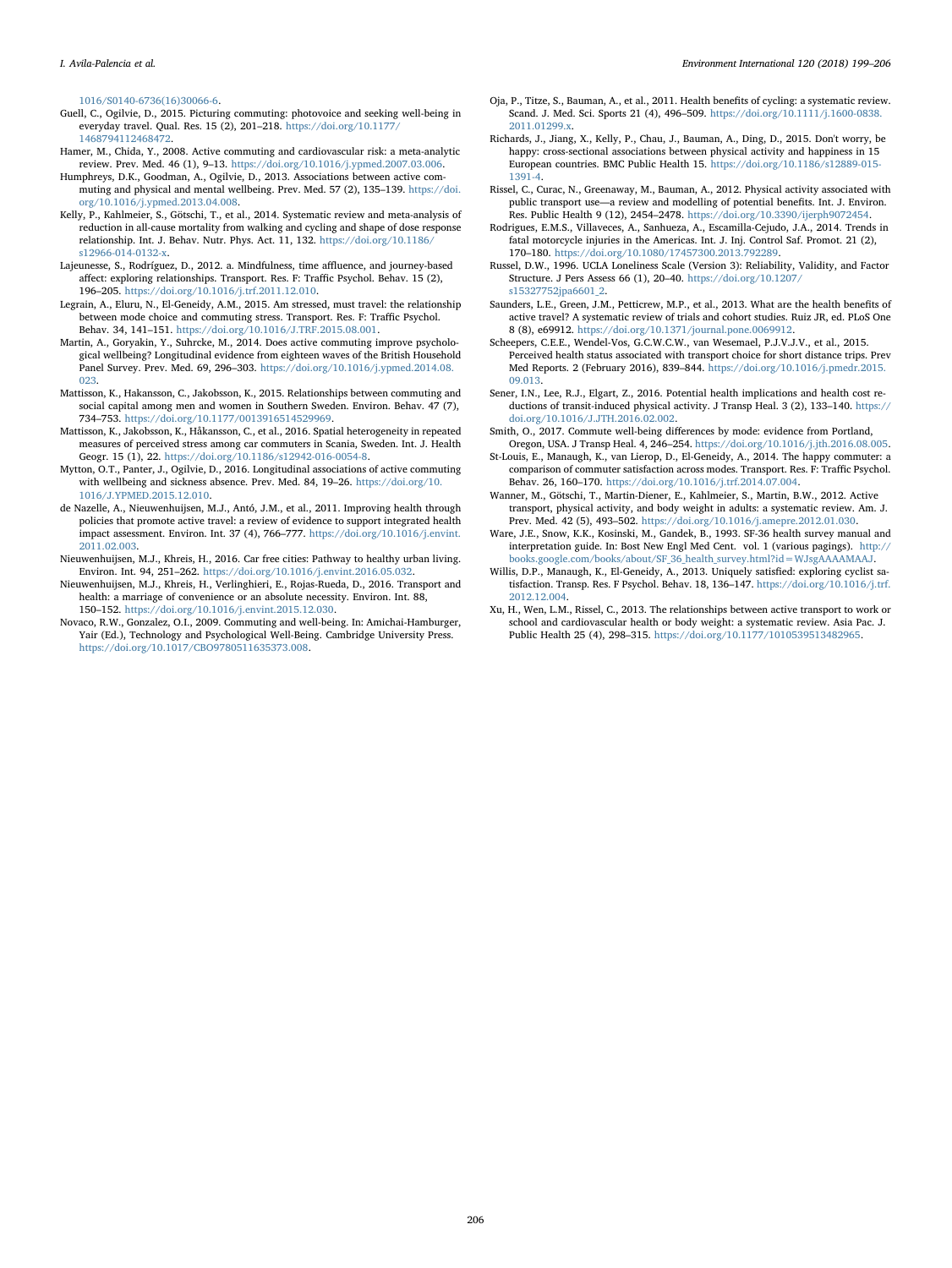1016/S0140-6736(16)30066-6.

Guell, C., Ogilvie, D., 2015. Picturing commuting: photovoice and seeking well-being in everyday travel. Qual. Res. 15 (2), 201–218. https://doi.org/10.1177/1468794112468472.

Hamer, M., Chida, Y., 2008. Active commuting and cardiovascular risk: a meta-analytic review. Prev. Med. 46 (1), 9–13. https://doi.org/10.1016/j.ypmed.2007.03.006.

Humphreys, D.K., Goodman, A., Ogilvie, D., 2013. Associations between active commuting and physical and mental wellbeing. Prev. Med. 57 (2), 135–139. https://doi.org/10.1016/j.ypmed.2013.04.008.

Kelly, P., Kahlmeier, S., Götschi, T., et al., 2014. Systematic review and meta-analysis of reduction in all-cause mortality from walking and cycling and shape of dose response relationship. Int. J. Behav. Nutr. Phys. Act. 11, 132. https://doi.org/10.1186/s12966-014-0132-x.

Lajeunesse, S., Rodríguez, D., 2012. a. Mindfulness, time affluence, and journey-based affect: exploring relationships. Transport. Res. F: Traffic Psychol. Behav. 15 (2), 196–205. https://doi.org/10.1016/j.trf.2011.12.010.

Legrain, A., Eluru, N., El-Geneidy, A.M., 2015. Am stressed, must travel: the relationship between mode choice and commuting stress. Transport. Res. F: Traffic Psychol. Behav. 34, 141–151. https://doi.org/10.1016/J.TRF.2015.08.001.

Martin, A., Goryakin, Y., Suhrcke, M., 2014. Does active commuting improve psychological wellbeing? Longitudinal evidence from eighteen waves of the British Household Panel Survey. Prev. Med. 69, 296–303. https://doi.org/10.1016/j.ypmed.2014.08.023.

Mattisson, K., Hakansson, C., Jakobsson, K., 2015. Relationships between commuting and social capital among men and women in Southern Sweden. Environ. Behav. 47 (7), 734–753. https://doi.org/10.1177/0013916514529969.

Mattisson, K., Jakobsson, K., Håkansson, C., et al., 2016. Spatial heterogeneity in repeated measures of perceived stress among car commuters in Scania, Sweden. Int. J. Health Geogr. 15 (1), 22. https://doi.org/10.1186/s12942-016-0054-8.

Mytton, O.T., Panter, J., Ogilvie, D., 2016. Longitudinal associations of active commuting with wellbeing and sickness absence. Prev. Med. 84, 19–26. https://doi.org/10.1016/J.YPMED.2015.12.010.

de Nazelle, A., Nieuwenhuijsen, M.J., Antó, J.M., et al., 2011. Improving health through policies that promote active travel: a review of evidence to support integrated health impact assessment. Environ. Int. 37 (4), 766–777. https://doi.org/10.1016/j.envint.2011.02.003.

Nieuwenhuijsen, M.J., Khreis, H., 2016. Car free cities: Pathway to healthy urban living. Environ. Int. 94, 251–262. https://doi.org/10.1016/j.envint.2016.05.032.

Nieuwenhuijsen, M.J., Khreis, H., Verlinghieri, E., Rojas-Rueda, D., 2016. Transport and health: a marriage of convenience or an absolute necessity. Environ. Int. 88, 150–152. https://doi.org/10.1016/j.envint.2015.12.030.

Novaco, R.W., Gonzalez, O.I., 2009. Commuting and well-being. In: Amichai-Hamburger, Yair (Ed.), Technology and Psychological Well-Being. Cambridge University Press. https://doi.org/10.1017/CBO9780511635373.008.

Oja, P., Titze, S., Bauman, A., et al., 2011. Health benefits of cycling: a systematic review. Scand. J. Med. Sci. Sports 21 (4), 496–509. https://doi.org/10.1111/j.1600-0838.2011.01299.x.

Richards, J., Jiang, X., Kelly, P., Chau, J., Bauman, A., Ding, D., 2015. Don't worry, be happy: cross-sectional associations between physical activity and happiness in 15 European countries. BMC Public Health 15. https://doi.org/10.1186/s12889-015-1391-4.

Rissel, C., Curac, N., Greenaway, M., Bauman, A., 2012. Physical activity associated with public transport use—a review and modelling of potential benefits. Int. J. Environ. Res. Public Health 9 (12), 2454–2478. https://doi.org/10.3390/ijerph9072454.

Rodrigues, E.M.S., Villaveces, A., Sanhueza, A., Escamilla-Cejudo, J.A., 2014. Trends in fatal motorcycle injuries in the Americas. Int. J. Inj. Control Saf. Promot. 21 (2), 170–180. https://doi.org/10.1080/17457300.2013.792289.

Russel, D.W., 1996. UCLA Loneliness Scale (Version 3): Reliability, Validity, and Factor Structure. J Pers Assess 66 (1), 20–40. https://doi.org/10.1207/s15327752jpa6601_2.

Saunders, L.E., Green, J.M., Petticrew, M.P., et al., 2013. What are the health benefits of active travel? A systematic review of trials and cohort studies. Ruiz JR, ed. PLoS One 8 (8), e69912. https://doi.org/10.1371/journal.pone.0069912.

Scheepers, C.E.E., Wendel-Vos, G.C.W.C.W., van Wesemael, P.J.V.J.V., et al., 2015. Perceived health status associated with transport choice for short distance trips. Prev Med Reports. 2 (February 2016), 839–844. https://doi.org/10.1016/j.pmedr.2015.09.013.

Sener, I.N., Lee, R.J., Elgart, Z., 2016. Potential health implications and health cost reductions of transit-induced physical activity. J Transp Heal. 3 (2), 133–140. https://doi.org/10.1016/J.JTH.2016.02.002.

Smith, O., 2017. Commute well-being differences by mode: evidence from Portland, Oregon, USA. J Transp Heal. 4, 246–254. https://doi.org/10.1016/j.jth.2016.08.005.

St-Louis, E., Manaugh, K., van Lierop, D., El-Geneidy, A., 2014. The happy commuter: a comparison of commuter satisfaction across modes. Transport. Res. F: Traffic Psychol. Behav. 26, 160–170. https://doi.org/10.1016/j.trf.2014.07.004.

Wanner, M., Götschi, T., Martin-Diener, E., Kahlmeier, S., Martin, B.W., 2012. Active transport, physical activity, and body weight in adults: a systematic review. Am. J. Prev. Med. 42 (5), 493–502. https://doi.org/10.1016/j.amepre.2012.01.030.

Ware, J.E., Snow, K.K., Kosinski, M., Gandek, B., 1993. SF-36 health survey manual and interpretation guide. In: Bost New Engl Med Cent. vol. 1 (various pagings). http://books.google.com/books/about/SF_36_health_survey.html?id=WJsgAAAAMAAJ.

Willis, D.P., Manaugh, K., El-Geneidy, A., 2013. Uniquely satisfied: exploring cyclist satisfaction. Transp. Res. F Psychol. Behav. 18, 136–147. https://doi.org/10.1016/j.trf.2012.12.004.

Xu, H., Wen, L.M., Rissel, C., 2013. The relationships between active transport to work or school and cardiovascular health or body weight: a systematic review. Asia Pac. J. Public Health 25 (4), 298–315. https://doi.org/10.1177/1010539513482965.